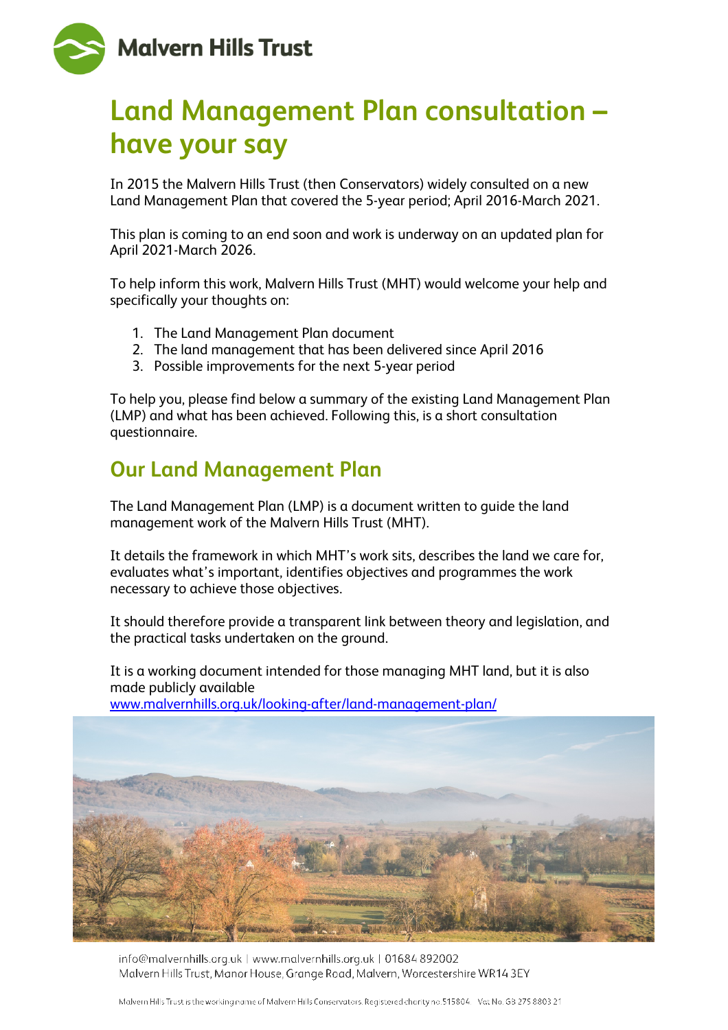# Land Management Plan consultation – have your say

In 2015 the Malvern Hills Trust (then Conservators) widely consulted on a new Land Management Plan that covered the 5-year period; April 2016-March 2021.

This plan is coming to an end soon and work is underway on an updated plan for April 2021-March 2026.

To help inform this work, Malvern Hills Trust (MHT) would welcome your help and specifically your thoughts on:

1. The Land Management Plan document
2. The land management that has been delivered since April 2016
3. Possible improvements for the next 5-year period

To help you, please find below a summary of the existing Land Management Plan (LMP) and what has been achieved. Following this, is a short consultation questionnaire.

## Our Land Management Plan

The Land Management Plan (LMP) is a document written to guide the land management work of the Malvern Hills Trust (MHT).

It details the framework in which MHT's work sits, describes the land we care for, evaluates what's important, identifies objectives and programmes the work necessary to achieve those objectives.

It should therefore provide a transparent link between theory and legislation, and the practical tasks undertaken on the ground.

It is a working document intended for those managing MHT land, but it is also made publicly available
www.malvernhills.org.uk/looking-after/land-management-plan/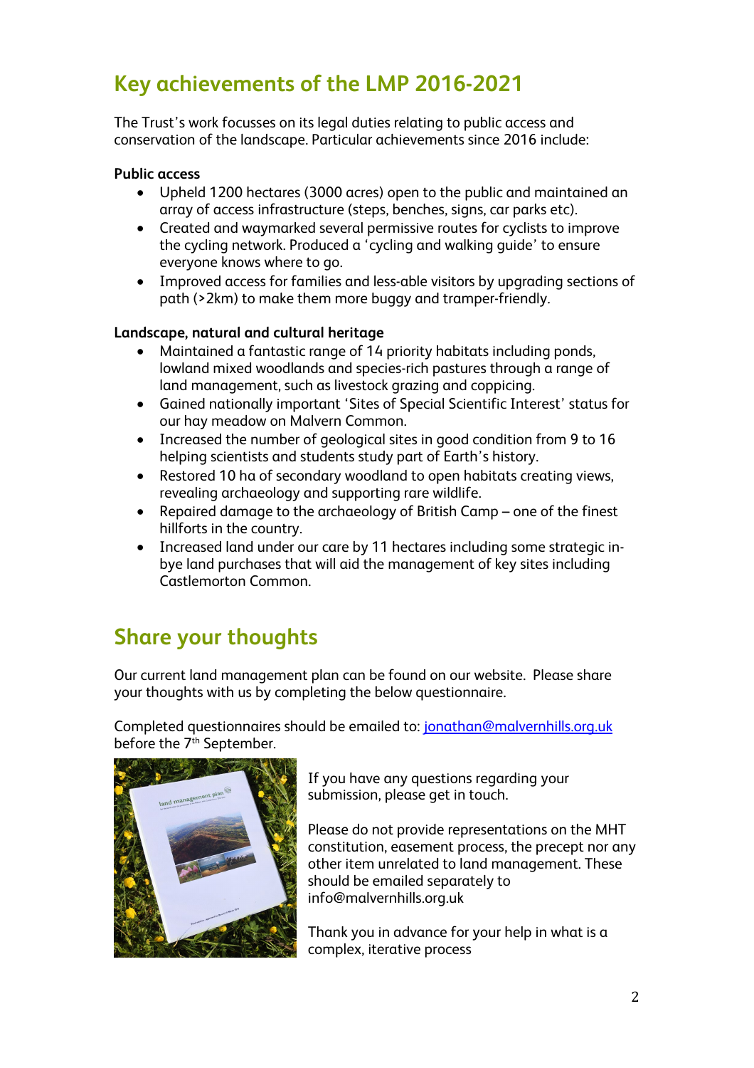## Key achievements of the LMP 2016-2021

The Trust's work focusses on its legal duties relating to public access and conservation of the landscape. Particular achievements since 2016 include:

**Public access**

- Upheld 1200 hectares (3000 acres) open to the public and maintained an array of access infrastructure (steps, benches, signs, car parks etc).
- Created and waymarked several permissive routes for cyclists to improve the cycling network. Produced a 'cycling and walking guide' to ensure everyone knows where to go.
- Improved access for families and less-able visitors by upgrading sections of path (>2km) to make them more buggy and tramper-friendly.

**Landscape, natural and cultural heritage**

- Maintained a fantastic range of 14 priority habitats including ponds, lowland mixed woodlands and species-rich pastures through a range of land management, such as livestock grazing and coppicing.
- Gained nationally important 'Sites of Special Scientific Interest' status for our hay meadow on Malvern Common.
- Increased the number of geological sites in good condition from 9 to 16 helping scientists and students study part of Earth's history.
- Restored 10 ha of secondary woodland to open habitats creating views, revealing archaeology and supporting rare wildlife.
- Repaired damage to the archaeology of British Camp – one of the finest hillforts in the country.
- Increased land under our care by 11 hectares including some strategic in-bye land purchases that will aid the management of key sites including Castlemorton Common.

## Share your thoughts

Our current land management plan can be found on our website. Please share your thoughts with us by completing the below questionnaire.

Completed questionnaires should be emailed to: jonathan@malvernhills.org.uk before the 7th September.

If you have any questions regarding your submission, please get in touch.

Please do not provide representations on the MHT constitution, easement process, the precept nor any other item unrelated to land management. These should be emailed separately to info@malvernhills.org.uk

Thank you in advance for your help in what is a complex, iterative process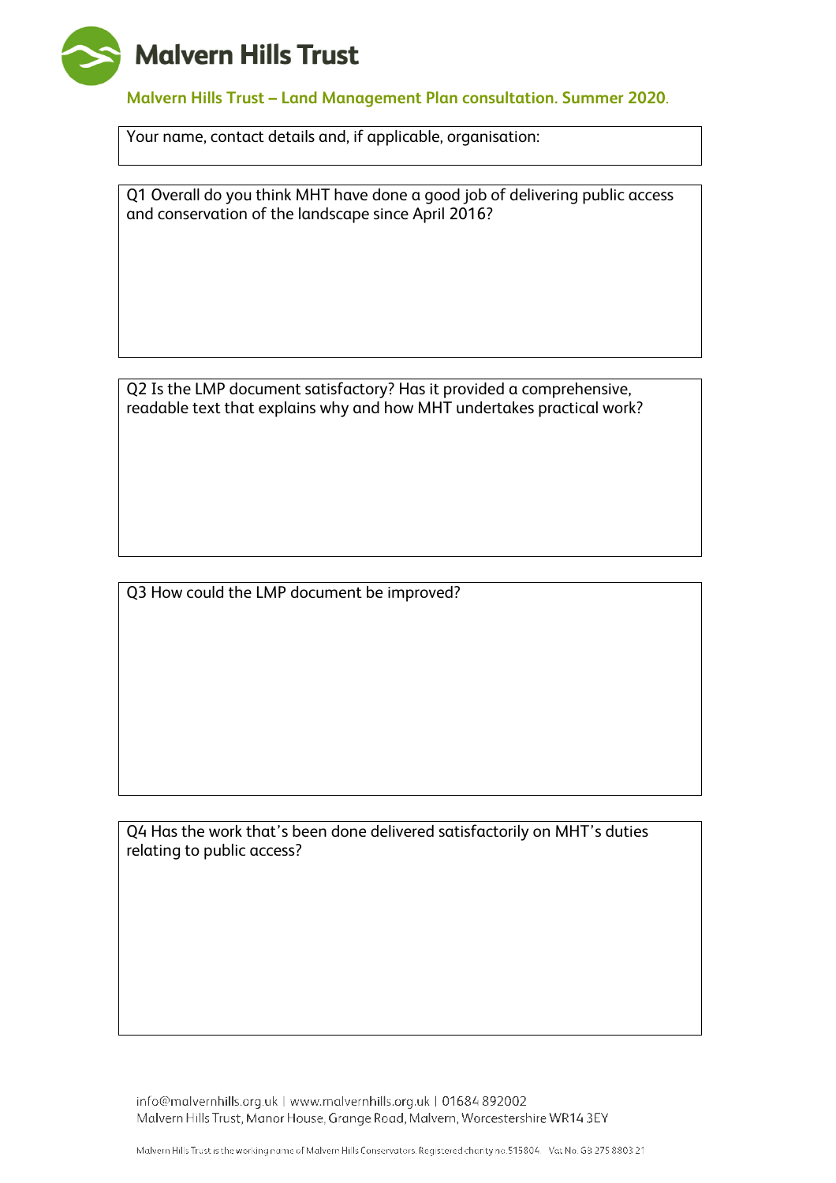# Malvern Hills Trust

## Malvern Hills Trust – Land Management Plan consultation. Summer 2020.

Your name, contact details and, if applicable, organisation:

Q1 Overall do you think MHT have done a good job of delivering public access and conservation of the landscape since April 2016?

Q2 Is the LMP document satisfactory? Has it provided a comprehensive, readable text that explains why and how MHT undertakes practical work?

Q3 How could the LMP document be improved?

Q4 Has the work that's been done delivered satisfactorily on MHT's duties relating to public access?

info@malvernhills.org.uk | www.malvernhills.org.uk | 01684 892002
Malvern Hills Trust, Manor House, Grange Road, Malvern, Worcestershire WR14 3EY

Malvern Hills Trust is the working name of Malvern Hills Conservators. Registered charity no.515804. Vat No. GB 275 8803 21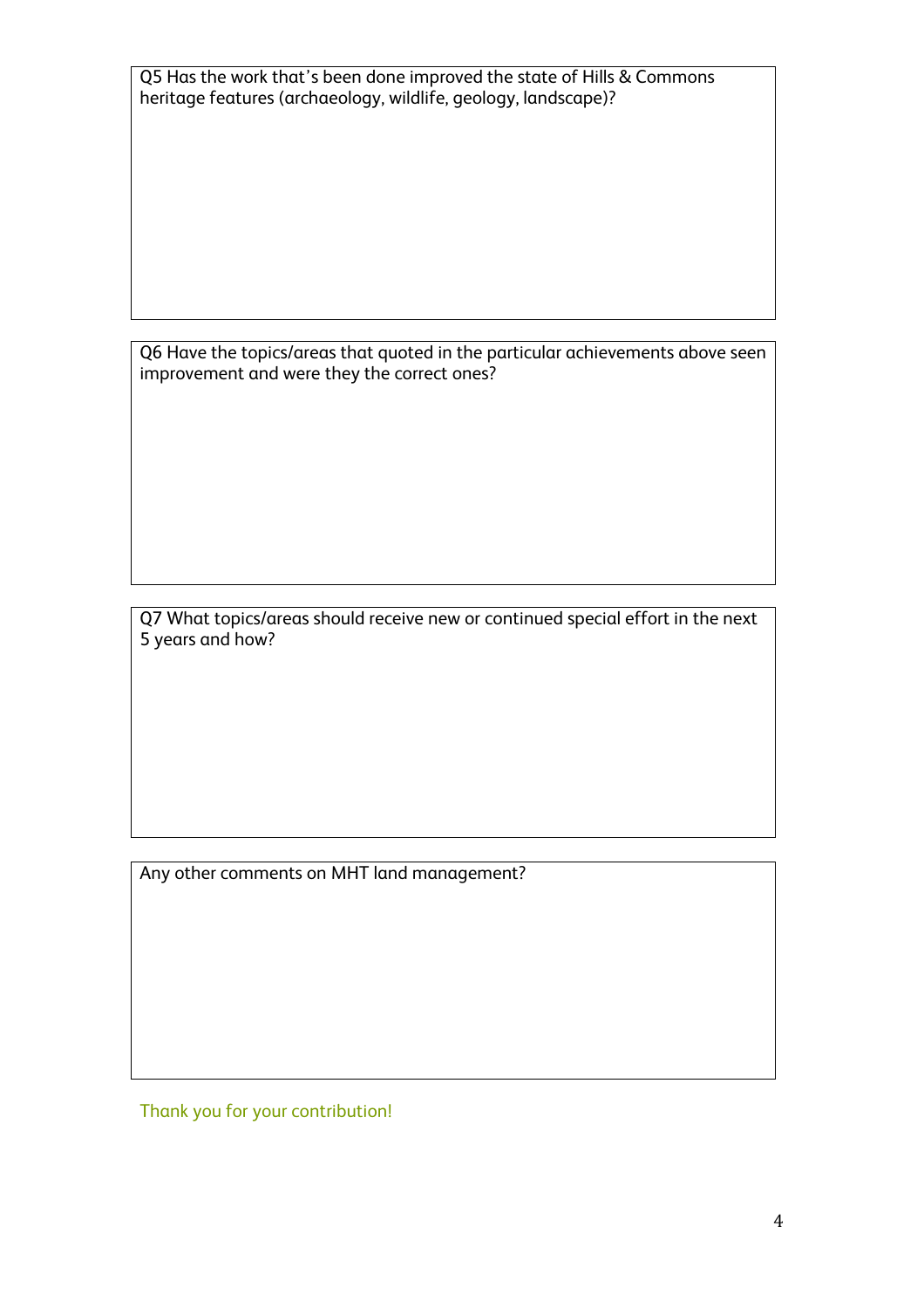Q5 Has the work that's been done improved the state of Hills & Commons heritage features (archaeology, wildlife, geology, landscape)?

Q6 Have the topics/areas that quoted in the particular achievements above seen improvement and were they the correct ones?

Q7 What topics/areas should receive new or continued special effort in the next 5 years and how?

Any other comments on MHT land management?

Thank you for your contribution!